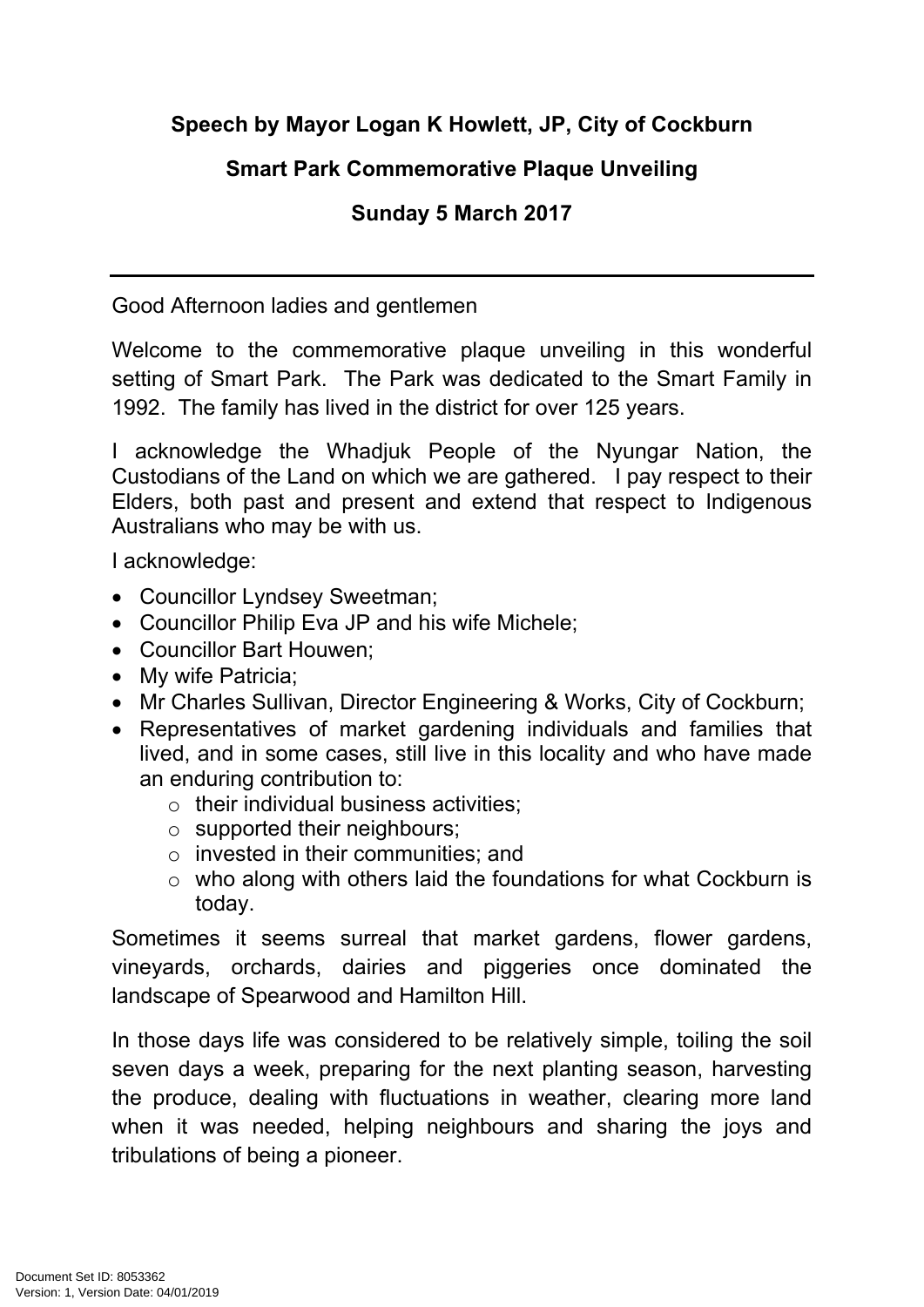**Speech by Mayor Logan K Howlett, JP, City of Cockburn**

**Smart Park Commemorative Plaque Unveiling**

**Sunday 5 March 2017**

---

Good Afternoon ladies and gentlemen

Welcome to the commemorative plaque unveiling in this wonderful setting of Smart Park. The Park was dedicated to the Smart Family in 1992. The family has lived in the district for over 125 years.

I acknowledge the Whadjuk People of the Nyungar Nation, the Custodians of the Land on which we are gathered. I pay respect to their Elders, both past and present and extend that respect to Indigenous Australians who may be with us.

I acknowledge:

- Councillor Lyndsey Sweetman;
- Councillor Philip Eva JP and his wife Michele;
- Councillor Bart Houwen;
- My wife Patricia;
- Mr Charles Sullivan, Director Engineering & Works, City of Cockburn;
- Representatives of market gardening individuals and families that lived, and in some cases, still live in this locality and who have made an enduring contribution to:
  - their individual business activities;
  - supported their neighbours;
  - invested in their communities; and
  - who along with others laid the foundations for what Cockburn is today.

Sometimes it seems surreal that market gardens, flower gardens, vineyards, orchards, dairies and piggeries once dominated the landscape of Spearwood and Hamilton Hill.

In those days life was considered to be relatively simple, toiling the soil seven days a week, preparing for the next planting season, harvesting the produce, dealing with fluctuations in weather, clearing more land when it was needed, helping neighbours and sharing the joys and tribulations of being a pioneer.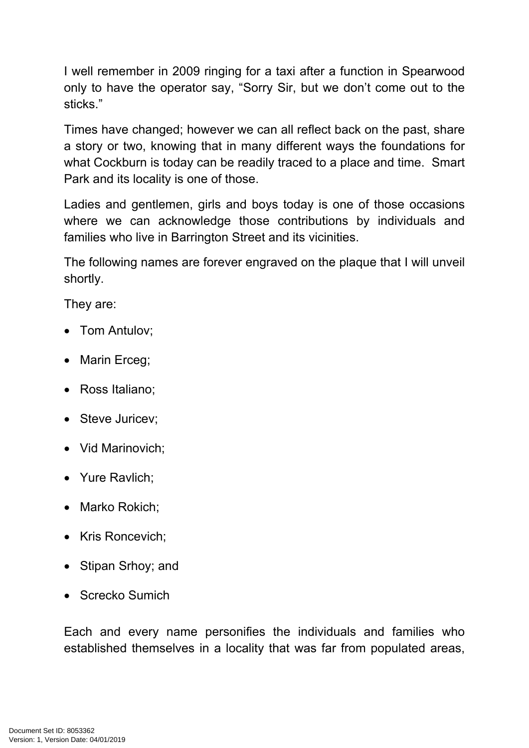I well remember in 2009 ringing for a taxi after a function in Spearwood only to have the operator say, "Sorry Sir, but we don't come out to the sticks."

Times have changed; however we can all reflect back on the past, share a story or two, knowing that in many different ways the foundations for what Cockburn is today can be readily traced to a place and time. Smart Park and its locality is one of those.

Ladies and gentlemen, girls and boys today is one of those occasions where we can acknowledge those contributions by individuals and families who live in Barrington Street and its vicinities.

The following names are forever engraved on the plaque that I will unveil shortly.

They are:

- Tom Antulov;
- Marin Erceg;
- Ross Italiano;
- Steve Juricev;
- Vid Marinovich;
- Yure Ravlich;
- Marko Rokich;
- Kris Roncevich;
- Stipan Srhoy; and
- Screcko Sumich

Each and every name personifies the individuals and families who established themselves in a locality that was far from populated areas,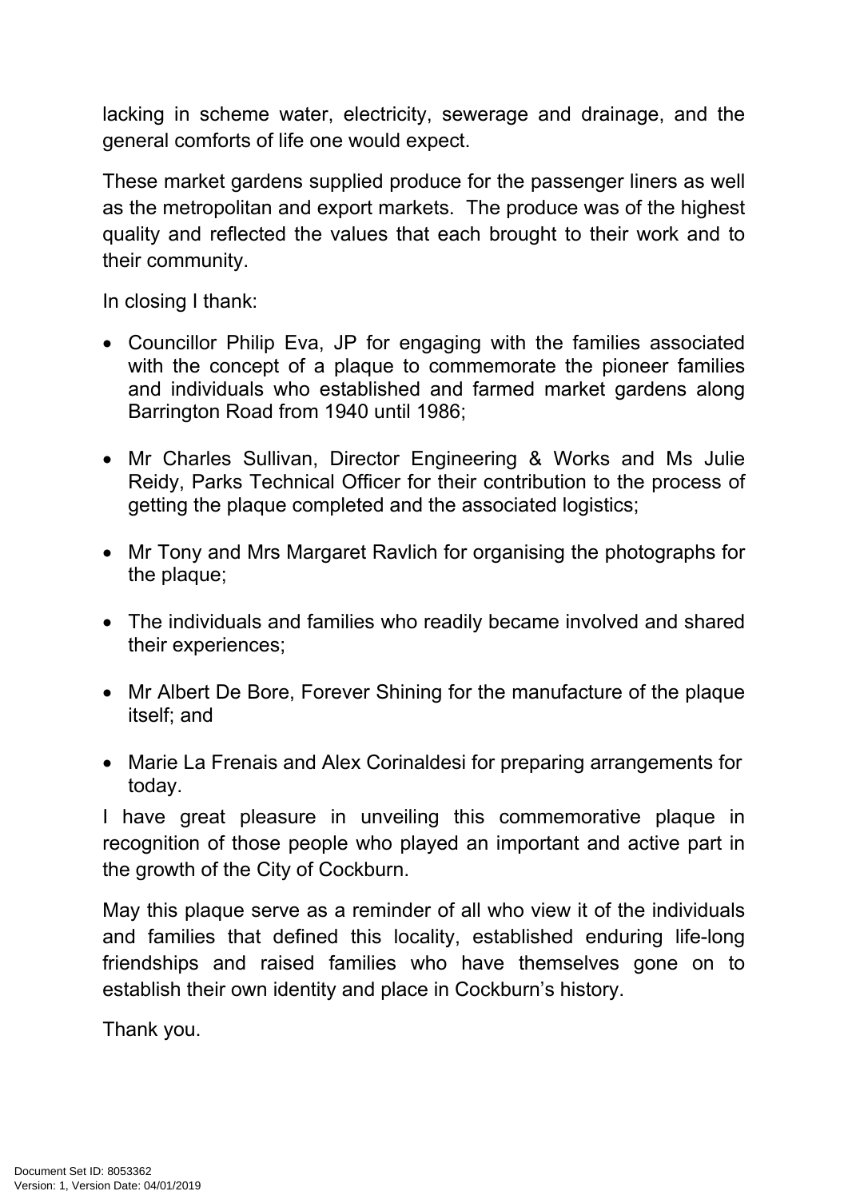lacking in scheme water, electricity, sewerage and drainage, and the general comforts of life one would expect.

These market gardens supplied produce for the passenger liners as well as the metropolitan and export markets. The produce was of the highest quality and reflected the values that each brought to their work and to their community.

In closing I thank:

- Councillor Philip Eva, JP for engaging with the families associated with the concept of a plaque to commemorate the pioneer families and individuals who established and farmed market gardens along Barrington Road from 1940 until 1986;

- Mr Charles Sullivan, Director Engineering & Works and Ms Julie Reidy, Parks Technical Officer for their contribution to the process of getting the plaque completed and the associated logistics;

- Mr Tony and Mrs Margaret Ravlich for organising the photographs for the plaque;

- The individuals and families who readily became involved and shared their experiences;

- Mr Albert De Bore, Forever Shining for the manufacture of the plaque itself; and

- Marie La Frenais and Alex Corinaldesi for preparing arrangements for today.

I have great pleasure in unveiling this commemorative plaque in recognition of those people who played an important and active part in the growth of the City of Cockburn.

May this plaque serve as a reminder of all who view it of the individuals and families that defined this locality, established enduring life-long friendships and raised families who have themselves gone on to establish their own identity and place in Cockburn's history.

Thank you.